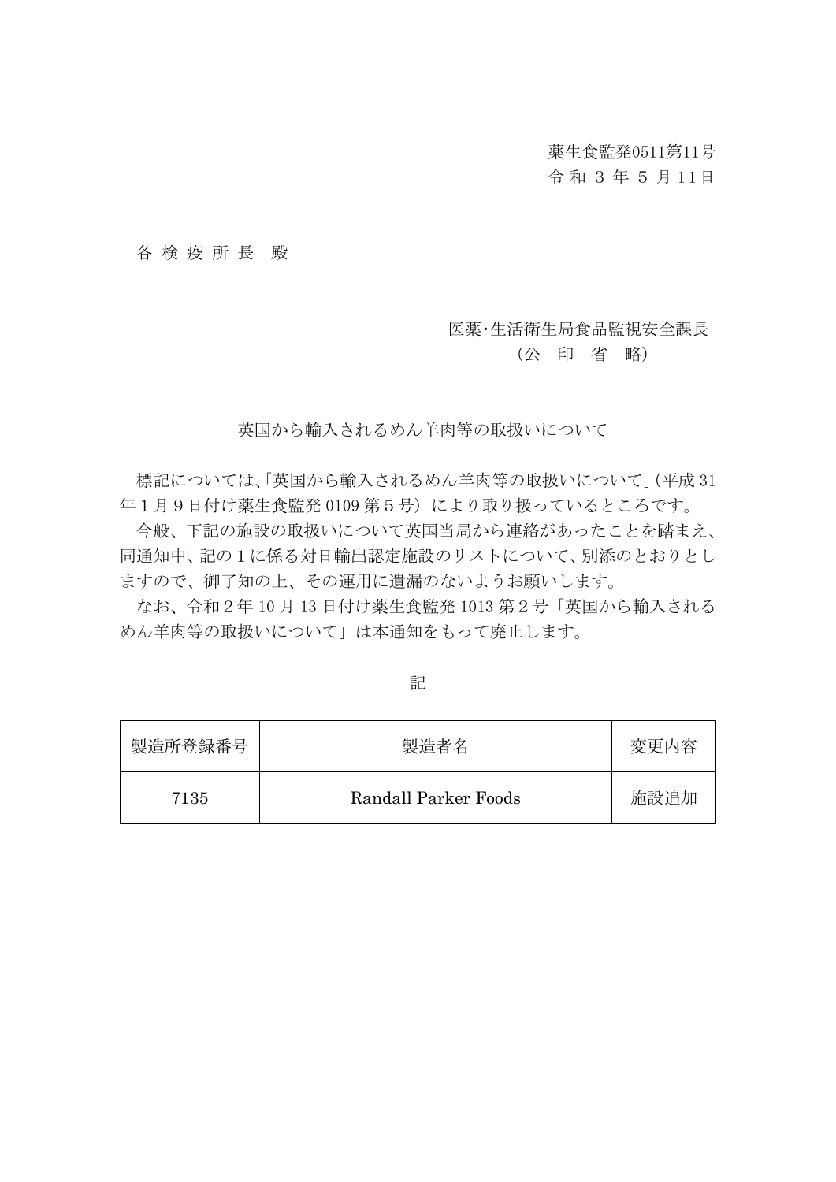薬生食監発0511第11号
令和３年５月11日

各検疫所長　殿

医薬･生活衛生局食品監視安全課長
（公　印　省　略）

英国から輸入されるめん羊肉等の取扱いについて

標記については、「英国から輸入されるめん羊肉等の取扱いについて」（平成31年１月９日付け薬生食監発0109第５号）により取り扱っているところです。

今般、下記の施設の取扱いについて英国当局から連絡があったことを踏まえ、同通知中、記の１に係る対日輸出認定施設のリストについて、別添のとおりとしますので、御了知の上、その運用に遺漏のないようお願いします。

なお、令和２年10月13日付け薬生食監発1013第２号「英国から輸入されるめん羊肉等の取扱いについて」は本通知をもって廃止します。

記

| 製造所登録番号 | 製造者名 | 変更内容 |
| --- | --- | --- |
| 7135 | Randall Parker Foods | 施設追加 |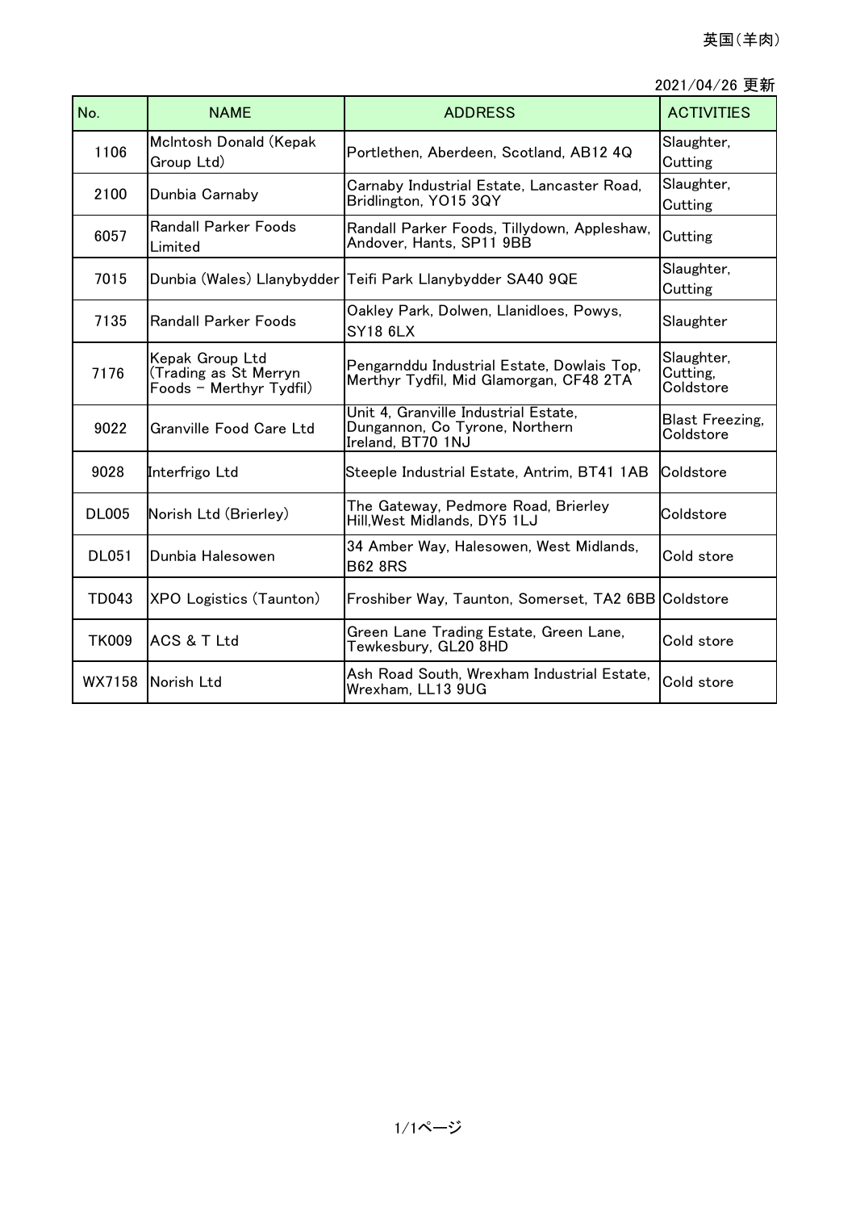英国(羊肉)

2021/04/26 更新

| No. | NAME | ADDRESS | ACTIVITIES |
|---|---|---|---|
| 1106 | McIntosh Donald (Kepak Group Ltd) | Portlethen, Aberdeen, Scotland, AB12 4Q | Slaughter, Cutting |
| 2100 | Dunbia Carnaby | Carnaby Industrial Estate, Lancaster Road, Bridlington, YO15 3QY | Slaughter, Cutting |
| 6057 | Randall Parker Foods Limited | Randall Parker Foods, Tillydown, Appleshaw, Andover, Hants, SP11 9BB | Cutting |
| 7015 | Dunbia (Wales) Llanybydder | Teifi Park Llanybydder SA40 9QE | Slaughter, Cutting |
| 7135 | Randall Parker Foods | Oakley Park, Dolwen, Llanidloes, Powys, SY18 6LX | Slaughter |
| 7176 | Kepak Group Ltd (Trading as St Merryn Foods - Merthyr Tydfil) | Pengarnddu Industrial Estate, Dowlais Top, Merthyr Tydfil, Mid Glamorgan, CF48 2TA | Slaughter, Cutting, Coldstore |
| 9022 | Granville Food Care Ltd | Unit 4, Granville Industrial Estate, Dungannon, Co Tyrone, Northern Ireland, BT70 1NJ | Blast Freezing, Coldstore |
| 9028 | Interfrigo Ltd | Steeple Industrial Estate, Antrim, BT41 1AB | Coldstore |
| DL005 | Norish Ltd (Brierley) | The Gateway, Pedmore Road, Brierley Hill,West Midlands, DY5 1LJ | Coldstore |
| DL051 | Dunbia Halesowen | 34 Amber Way, Halesowen, West Midlands, B62 8RS | Cold store |
| TD043 | XPO Logistics (Taunton) | Froshiber Way, Taunton, Somerset, TA2 6BB | Coldstore |
| TK009 | ACS & T Ltd | Green Lane Trading Estate, Green Lane, Tewkesbury, GL20 8HD | Cold store |
| WX7158 | Norish Ltd | Ash Road South, Wrexham Industrial Estate, Wrexham, LL13 9UG | Cold store |